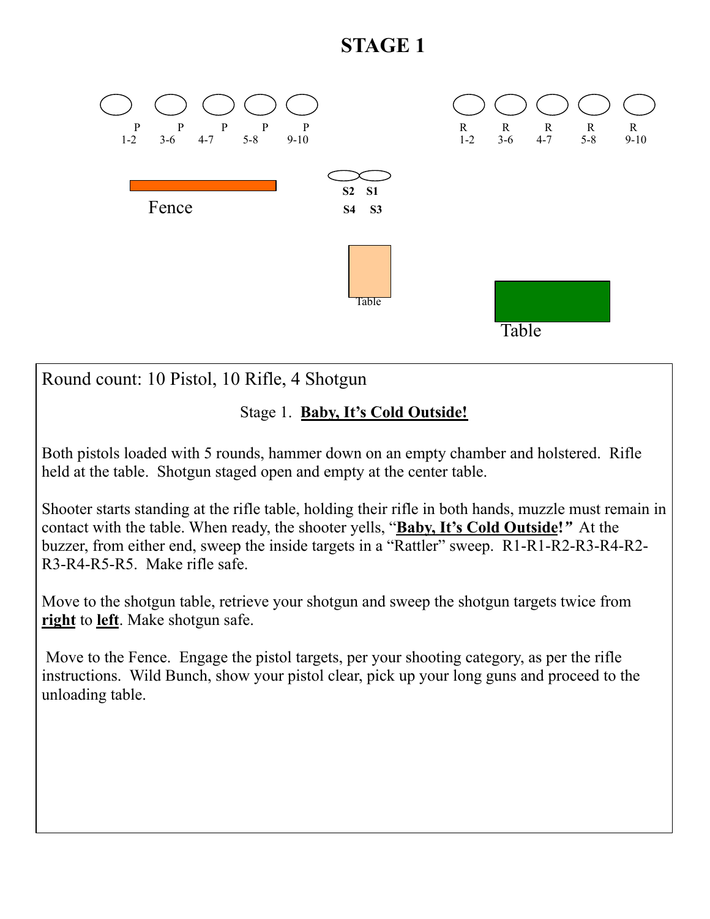# STAGE 1

P 1-2 P 3-6 P 4-7 P 5-8 P 9-10

R 1-2 R 3-6 R 4-7 R 5-8 R 9-10

Fence

S2 S1
S4 S3

Table

Table

Round count: 10 Pistol, 10 Rifle, 4 Shotgun

Stage 1. **Baby, It's Cold Outside!**

Both pistols loaded with 5 rounds, hammer down on an empty chamber and holstered. Rifle held at the table. Shotgun staged open and empty at the center table.

Shooter starts standing at the rifle table, holding their rifle in both hands, muzzle must remain in contact with the table. When ready, the shooter yells, "**Baby, It's Cold Outside!**" At the buzzer, from either end, sweep the inside targets in a "Rattler" sweep. R1-R1-R2-R3-R4-R2-R3-R4-R5-R5. Make rifle safe.

Move to the shotgun table, retrieve your shotgun and sweep the shotgun targets twice from **right** to **left**. Make shotgun safe.

Move to the Fence. Engage the pistol targets, per your shooting category, as per the rifle instructions. Wild Bunch, show your pistol clear, pick up your long guns and proceed to the unloading table.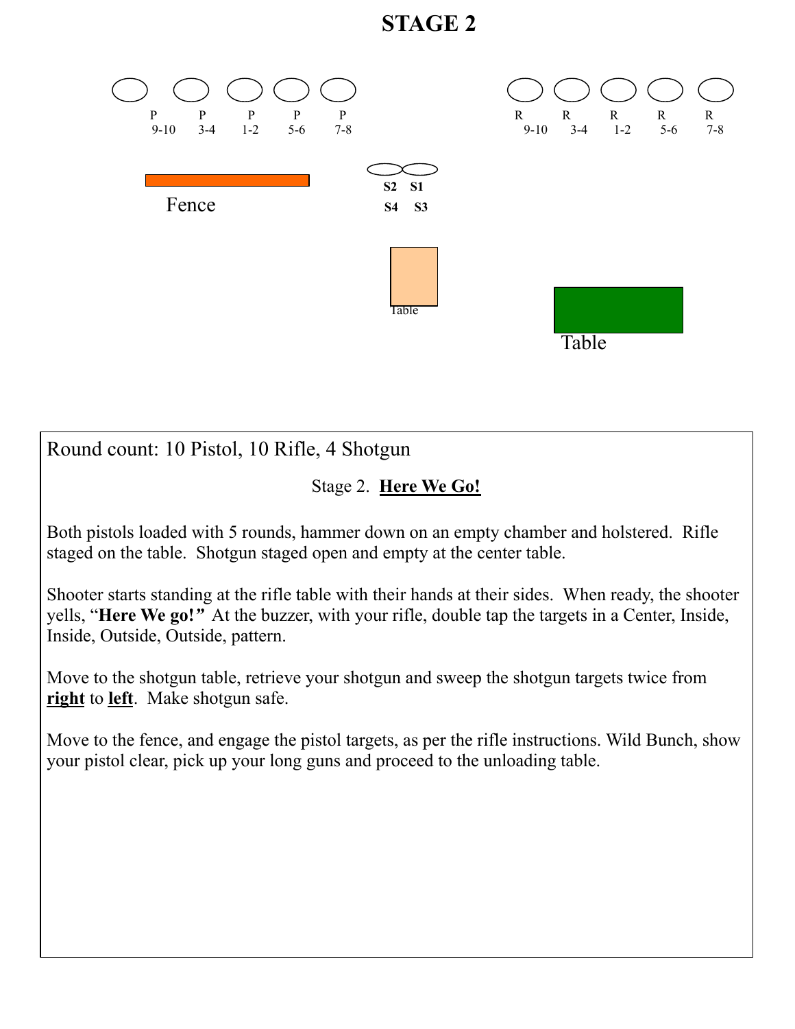# STAGE 2

P 9-10 P 3-4 P 1-2 P 5-6 P 7-8

R 9-10 R 3-4 R 1-2 R 5-6 R 7-8

Fence

S2 S1

S4 S3

Table

Table

Round count: 10 Pistol, 10 Rifle, 4 Shotgun

Stage 2. **Here We Go!**

Both pistols loaded with 5 rounds, hammer down on an empty chamber and holstered. Rifle staged on the table. Shotgun staged open and empty at the center table.

Shooter starts standing at the rifle table with their hands at their sides. When ready, the shooter yells, "**Here We go!**" At the buzzer, with your rifle, double tap the targets in a Center, Inside, Inside, Outside, Outside, pattern.

Move to the shotgun table, retrieve your shotgun and sweep the shotgun targets twice from **right** to **left**. Make shotgun safe.

Move to the fence, and engage the pistol targets, as per the rifle instructions. Wild Bunch, show your pistol clear, pick up your long guns and proceed to the unloading table.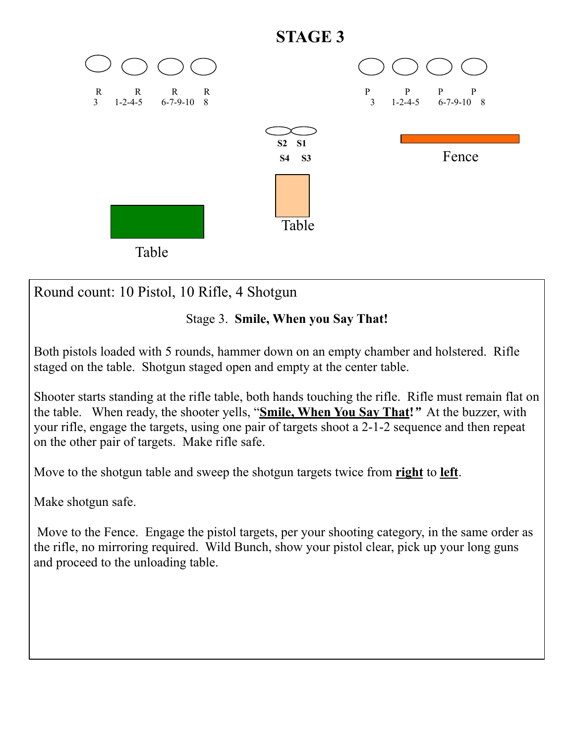# STAGE 3

R 3 | R 1-2-4-5 | R 6-7-9-10 | R 8

P 3 | P 1-2-4-5 | P 6-7-9-10 | P 8

S2 S1
S4 S3

Fence

Table

Table

Round count: 10 Pistol, 10 Rifle, 4 Shotgun

Stage 3. **Smile, When you Say That!**

Both pistols loaded with 5 rounds, hammer down on an empty chamber and holstered. Rifle staged on the table. Shotgun staged open and empty at the center table.

Shooter starts standing at the rifle table, both hands touching the rifle. Rifle must remain flat on the table. When ready, the shooter yells, "**Smile, When You Say That!**" At the buzzer, with your rifle, engage the targets, using one pair of targets shoot a 2-1-2 sequence and then repeat on the other pair of targets. Make rifle safe.

Move to the shotgun table and sweep the shotgun targets twice from **right** to **left**.

Make shotgun safe.

Move to the Fence. Engage the pistol targets, per your shooting category, in the same order as the rifle, no mirroring required. Wild Bunch, show your pistol clear, pick up your long guns and proceed to the unloading table.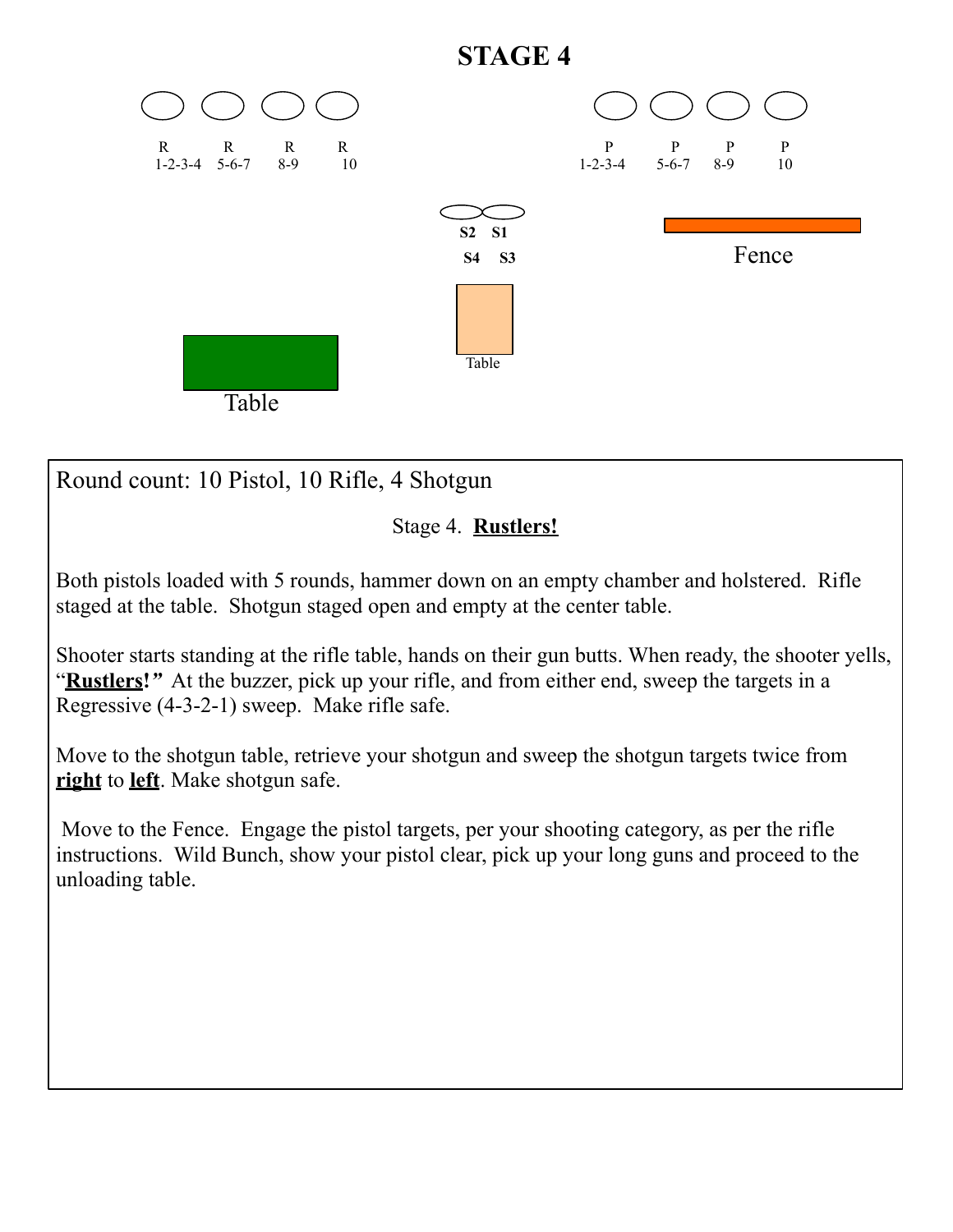# STAGE 4

R 1-2-3-4
R 5-6-7
R 8-9
R 10

P 1-2-3-4
P 5-6-7
P 8-9
P 10

S2 S1
S4 S3

Fence

Table

Table

Round count: 10 Pistol, 10 Rifle, 4 Shotgun

Stage 4. **Rustlers!**

Both pistols loaded with 5 rounds, hammer down on an empty chamber and holstered. Rifle staged at the table. Shotgun staged open and empty at the center table.

Shooter starts standing at the rifle table, hands on their gun butts. When ready, the shooter yells, "**Rustlers!**" At the buzzer, pick up your rifle, and from either end, sweep the targets in a Regressive (4-3-2-1) sweep. Make rifle safe.

Move to the shotgun table, retrieve your shotgun and sweep the shotgun targets twice from **right** to **left**. Make shotgun safe.

Move to the Fence. Engage the pistol targets, per your shooting category, as per the rifle instructions. Wild Bunch, show your pistol clear, pick up your long guns and proceed to the unloading table.